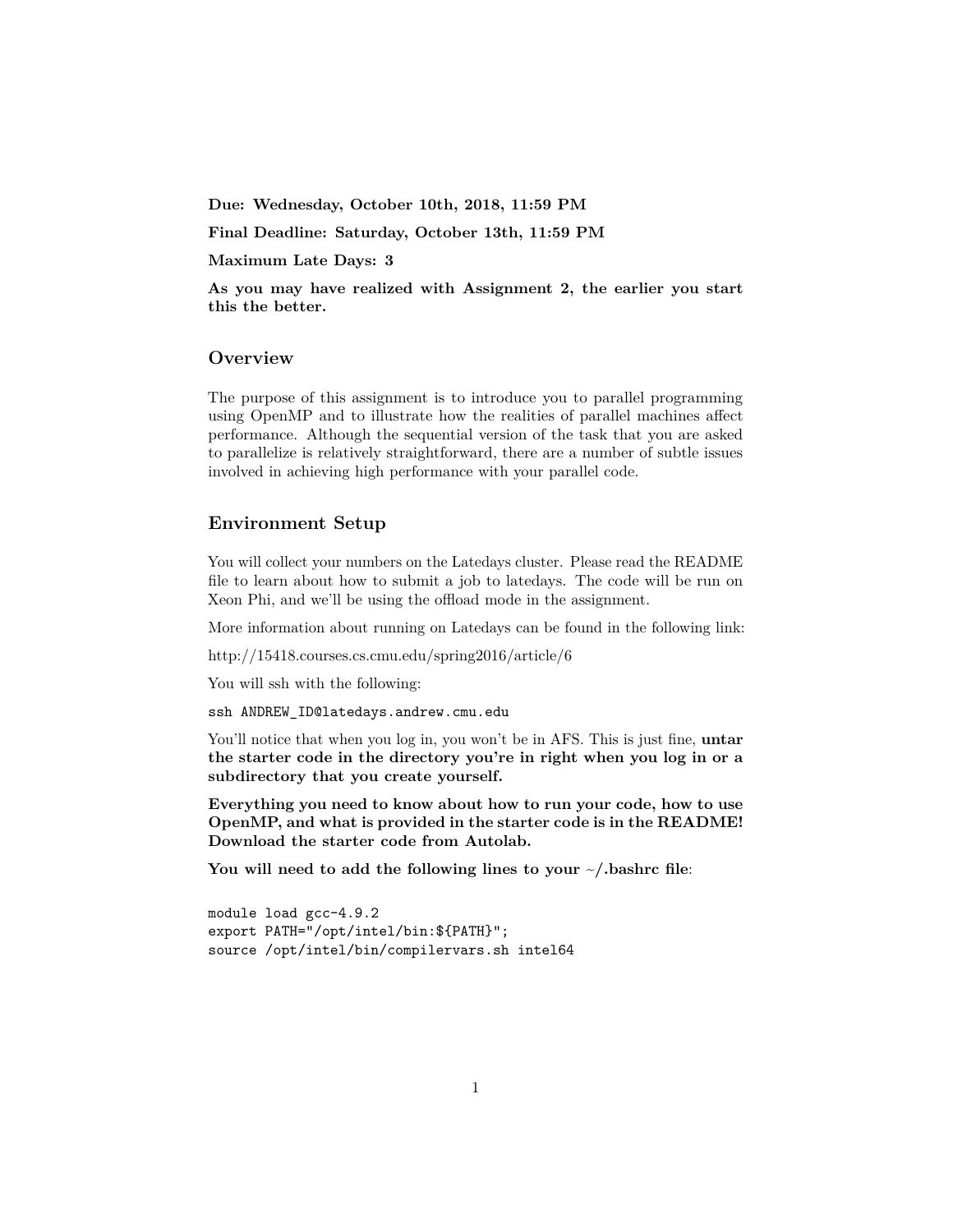**Due: Wednesday, October 10th, 2018, 11:59 PM**

**Final Deadline: Saturday, October 13th, 11:59 PM**

**Maximum Late Days: 3**

**As you may have realized with Assignment 2, the earlier you start this the better.**

## Overview

The purpose of this assignment is to introduce you to parallel programming using OpenMP and to illustrate how the realities of parallel machines affect performance. Although the sequential version of the task that you are asked to parallelize is relatively straightforward, there are a number of subtle issues involved in achieving high performance with your parallel code.

## Environment Setup

You will collect your numbers on the Latedays cluster. Please read the README file to learn about how to submit a job to latedays. The code will be run on Xeon Phi, and we'll be using the offload mode in the assignment.

More information about running on Latedays can be found in the following link:

http://15418.courses.cs.cmu.edu/spring2016/article/6

You will ssh with the following:

`ssh ANDREW_ID@latedays.andrew.cmu.edu`

You'll notice that when you log in, you won't be in AFS. This is just fine, **untar the starter code in the directory you're in right when you log in or a subdirectory that you create yourself.**

**Everything you need to know about how to run your code, how to use OpenMP, and what is provided in the starter code is in the README! Download the starter code from Autolab.**

**You will need to add the following lines to your ~/.bashrc file**:

```
module load gcc-4.9.2
export PATH="/opt/intel/bin:${PATH}";
source /opt/intel/bin/compilervars.sh intel64
```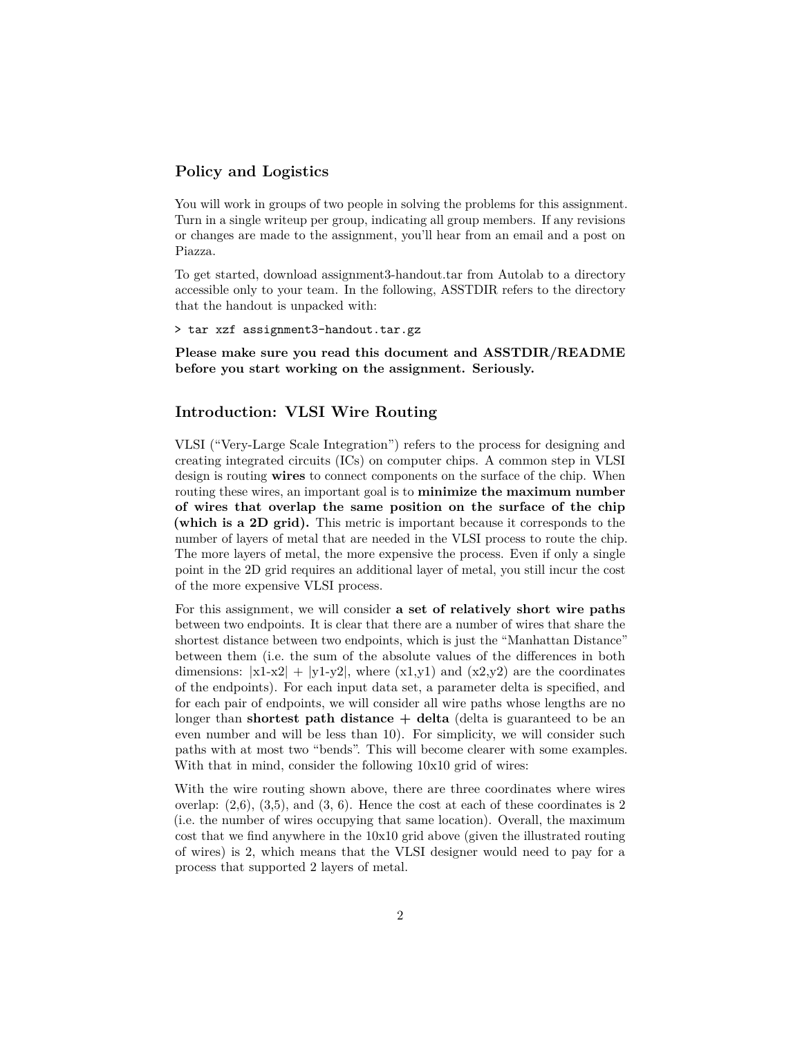## Policy and Logistics

You will work in groups of two people in solving the problems for this assignment. Turn in a single writeup per group, indicating all group members. If any revisions or changes are made to the assignment, you'll hear from an email and a post on Piazza.

To get started, download assignment3-handout.tar from Autolab to a directory accessible only to your team. In the following, ASSTDIR refers to the directory that the handout is unpacked with:

```
> tar xzf assignment3-handout.tar.gz
```

**Please make sure you read this document and ASSTDIR/README before you start working on the assignment. Seriously.**

## Introduction: VLSI Wire Routing

VLSI ("Very-Large Scale Integration") refers to the process for designing and creating integrated circuits (ICs) on computer chips. A common step in VLSI design is routing **wires** to connect components on the surface of the chip. When routing these wires, an important goal is to **minimize the maximum number of wires that overlap the same position on the surface of the chip (which is a 2D grid).** This metric is important because it corresponds to the number of layers of metal that are needed in the VLSI process to route the chip. The more layers of metal, the more expensive the process. Even if only a single point in the 2D grid requires an additional layer of metal, you still incur the cost of the more expensive VLSI process.

For this assignment, we will consider **a set of relatively short wire paths** between two endpoints. It is clear that there are a number of wires that share the shortest distance between two endpoints, which is just the "Manhattan Distance" between them (i.e. the sum of the absolute values of the differences in both dimensions: |x1-x2| + |y1-y2|, where (x1,y1) and (x2,y2) are the coordinates of the endpoints). For each input data set, a parameter delta is specified, and for each pair of endpoints, we will consider all wire paths whose lengths are no longer than **shortest path distance + delta** (delta is guaranteed to be an even number and will be less than 10). For simplicity, we will consider such paths with at most two "bends". This will become clearer with some examples. With that in mind, consider the following 10x10 grid of wires:

With the wire routing shown above, there are three coordinates where wires overlap: (2,6), (3,5), and (3, 6). Hence the cost at each of these coordinates is 2 (i.e. the number of wires occupying that same location). Overall, the maximum cost that we find anywhere in the 10x10 grid above (given the illustrated routing of wires) is 2, which means that the VLSI designer would need to pay for a process that supported 2 layers of metal.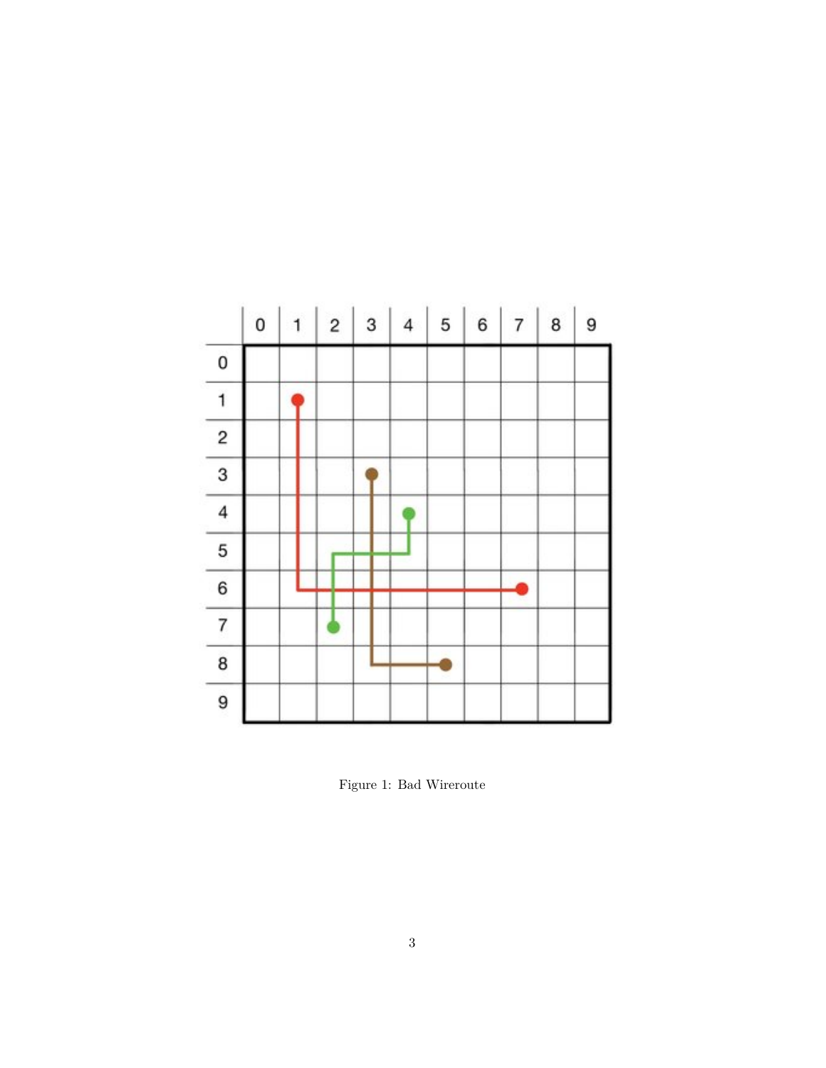Figure 1: Bad Wireroute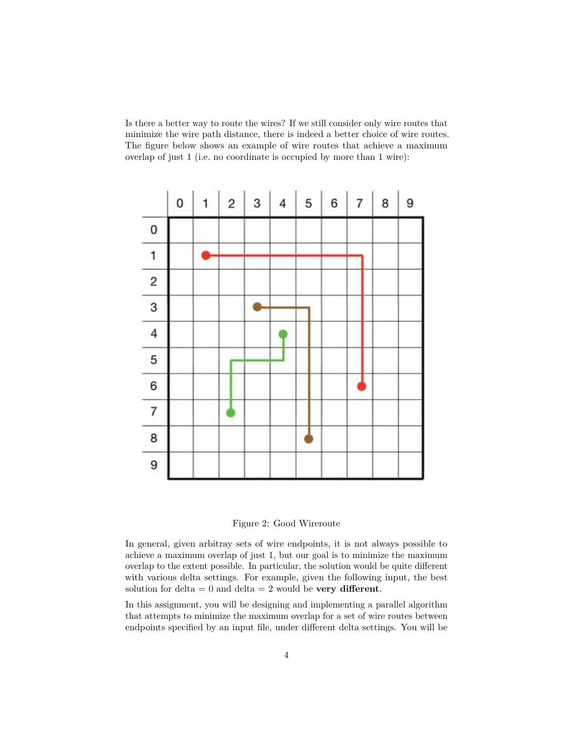Is there a better way to route the wires? If we still consider only wire routes that minimize the wire path distance, there is indeed a better choice of wire routes. The figure below shows an example of wire routes that achieve a maximum overlap of just 1 (i.e. no coordinate is occupied by more than 1 wire):

Figure 2: Good Wireroute

In general, given arbitray sets of wire endpoints, it is not always possible to achieve a maximum overlap of just 1, but our goal is to minimize the maximum overlap to the extent possible. In particular, the solution would be quite different with various delta settings. For example, given the following input, the best solution for delta = 0 and delta = 2 would be **very different**.

In this assignment, you will be designing and implementing a parallel algorithm that attempts to minimize the maximum overlap for a set of wire routes between endpoints specified by an input file, under different delta settings. You will be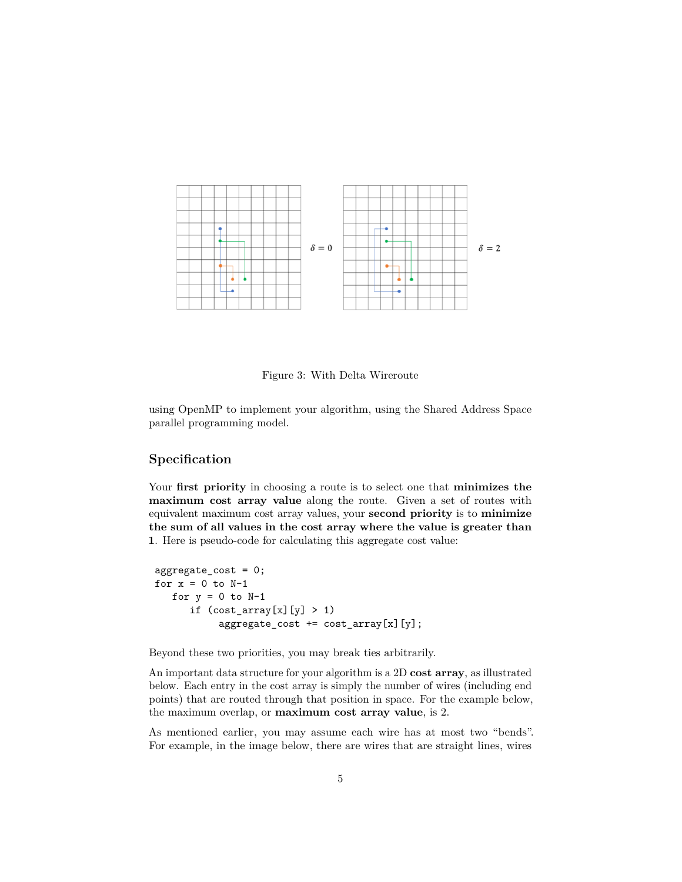$\delta = 0$

$\delta = 2$

Figure 3: With Delta Wireroute

using OpenMP to implement your algorithm, using the Shared Address Space parallel programming model.

## Specification

Your **first priority** in choosing a route is to select one that **minimizes the maximum cost array value** along the route. Given a set of routes with equivalent maximum cost array values, your **second priority** is to **minimize the sum of all values in the cost array where the value is greater than 1**. Here is pseudo-code for calculating this aggregate cost value:

```
aggregate_cost = 0;
for x = 0 to N-1
   for y = 0 to N-1
      if (cost_array[x][y] > 1)
           aggregate_cost += cost_array[x][y];
```

Beyond these two priorities, you may break ties arbitrarily.

An important data structure for your algorithm is a 2D **cost array**, as illustrated below. Each entry in the cost array is simply the number of wires (including end points) that are routed through that position in space. For the example below, the maximum overlap, or **maximum cost array value**, is 2.

As mentioned earlier, you may assume each wire has at most two "bends". For example, in the image below, there are wires that are straight lines, wires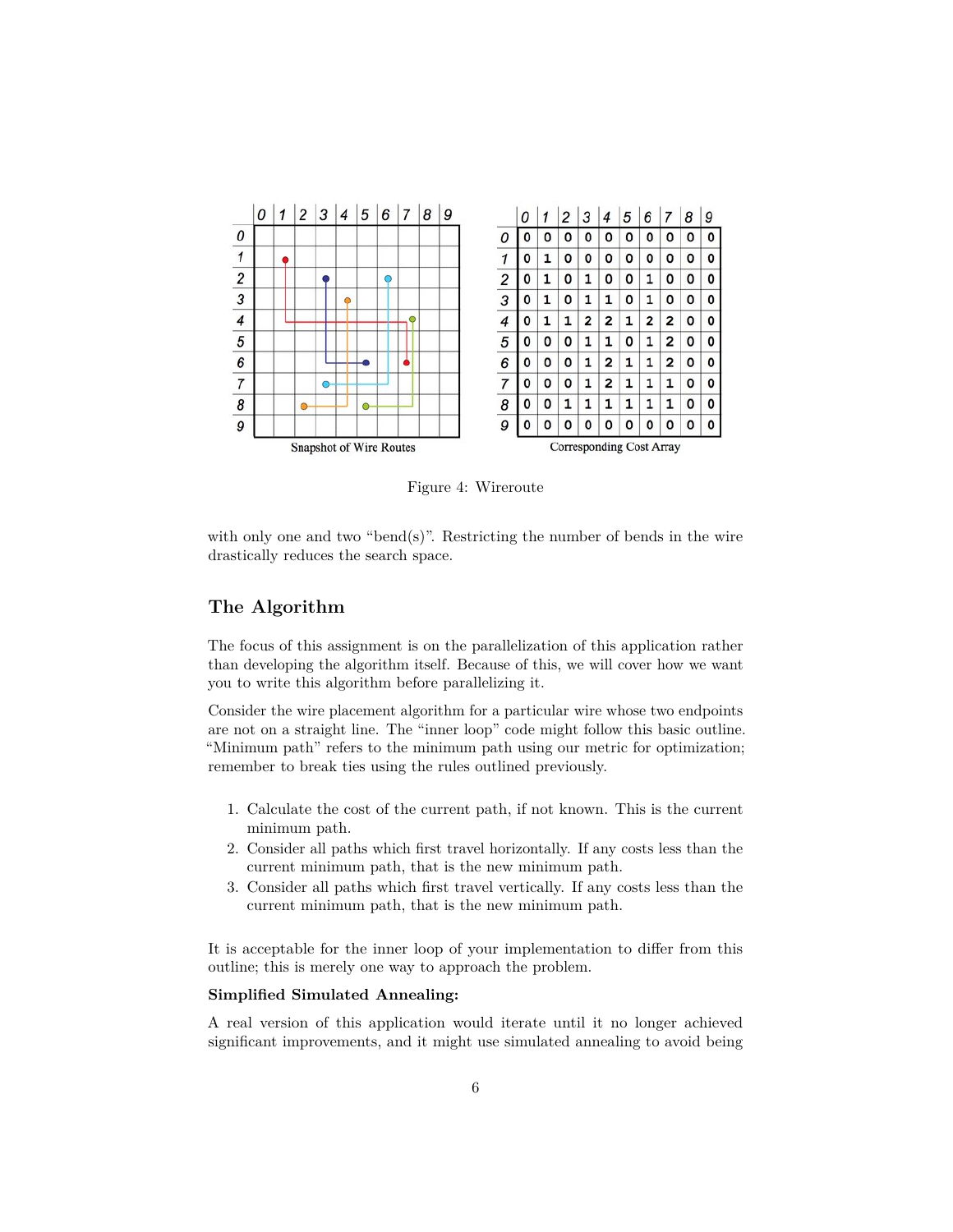Snapshot of Wire Routes

| | 0 | 1 | 2 | 3 | 4 | 5 | 6 | 7 | 8 | 9 |
|---|---|---|---|---|---|---|---|---|---|---|
| 0 | 0 | 0 | 0 | 0 | 0 | 0 | 0 | 0 | 0 | 0 |
| 1 | 0 | 1 | 0 | 0 | 0 | 0 | 0 | 0 | 0 | 0 |
| 2 | 0 | 1 | 0 | 1 | 0 | 0 | 1 | 0 | 0 | 0 |
| 3 | 0 | 1 | 0 | 1 | 1 | 0 | 1 | 0 | 0 | 0 |
| 4 | 0 | 1 | 1 | 2 | 2 | 1 | 2 | 2 | 0 | 0 |
| 5 | 0 | 0 | 0 | 1 | 1 | 0 | 1 | 2 | 0 | 0 |
| 6 | 0 | 0 | 0 | 1 | 2 | 1 | 1 | 2 | 0 | 0 |
| 7 | 0 | 0 | 0 | 1 | 2 | 1 | 1 | 1 | 0 | 0 |
| 8 | 0 | 0 | 1 | 1 | 1 | 1 | 1 | 1 | 0 | 0 |
| 9 | 0 | 0 | 0 | 0 | 0 | 0 | 0 | 0 | 0 | 0 |

Corresponding Cost Array

Figure 4: Wireroute

with only one and two "bend(s)". Restricting the number of bends in the wire drastically reduces the search space.

## The Algorithm

The focus of this assignment is on the parallelization of this application rather than developing the algorithm itself. Because of this, we will cover how we want you to write this algorithm before parallelizing it.

Consider the wire placement algorithm for a particular wire whose two endpoints are not on a straight line. The "inner loop" code might follow this basic outline. "Minimum path" refers to the minimum path using our metric for optimization; remember to break ties using the rules outlined previously.

1. Calculate the cost of the current path, if not known. This is the current minimum path.
2. Consider all paths which first travel horizontally. If any costs less than the current minimum path, that is the new minimum path.
3. Consider all paths which first travel vertically. If any costs less than the current minimum path, that is the new minimum path.

It is acceptable for the inner loop of your implementation to differ from this outline; this is merely one way to approach the problem.

**Simplified Simulated Annealing:**

A real version of this application would iterate until it no longer achieved significant improvements, and it might use simulated annealing to avoid being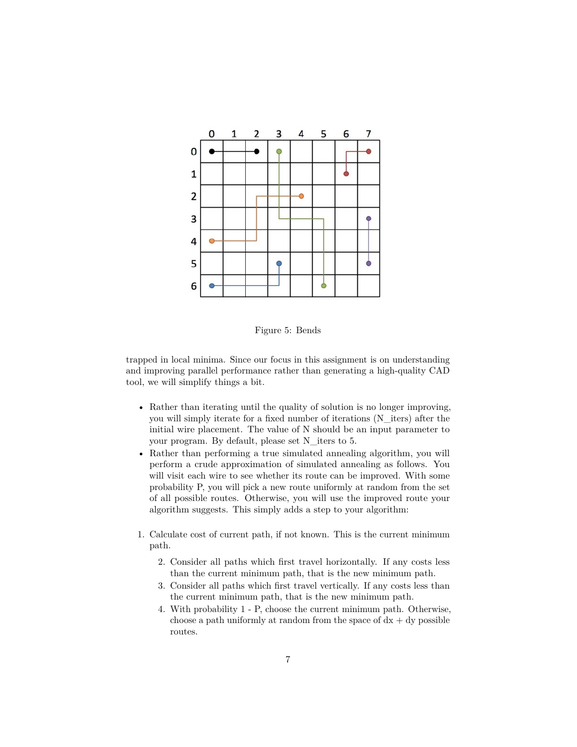Figure 5: Bends

trapped in local minima. Since our focus in this assignment is on understanding and improving parallel performance rather than generating a high-quality CAD tool, we will simplify things a bit.

- Rather than iterating until the quality of solution is no longer improving, you will simply iterate for a fixed number of iterations (N_iters) after the initial wire placement. The value of N should be an input parameter to your program. By default, please set N_iters to 5.
- Rather than performing a true simulated annealing algorithm, you will perform a crude approximation of simulated annealing as follows. You will visit each wire to see whether its route can be improved. With some probability P, you will pick a new route uniformly at random from the set of all possible routes. Otherwise, you will use the improved route your algorithm suggests. This simply adds a step to your algorithm:

1. Calculate cost of current path, if not known. This is the current minimum path.
    2. Consider all paths which first travel horizontally. If any costs less than the current minimum path, that is the new minimum path.
    3. Consider all paths which first travel vertically. If any costs less than the current minimum path, that is the new minimum path.
    4. With probability 1 - P, choose the current minimum path. Otherwise, choose a path uniformly at random from the space of dx + dy possible routes.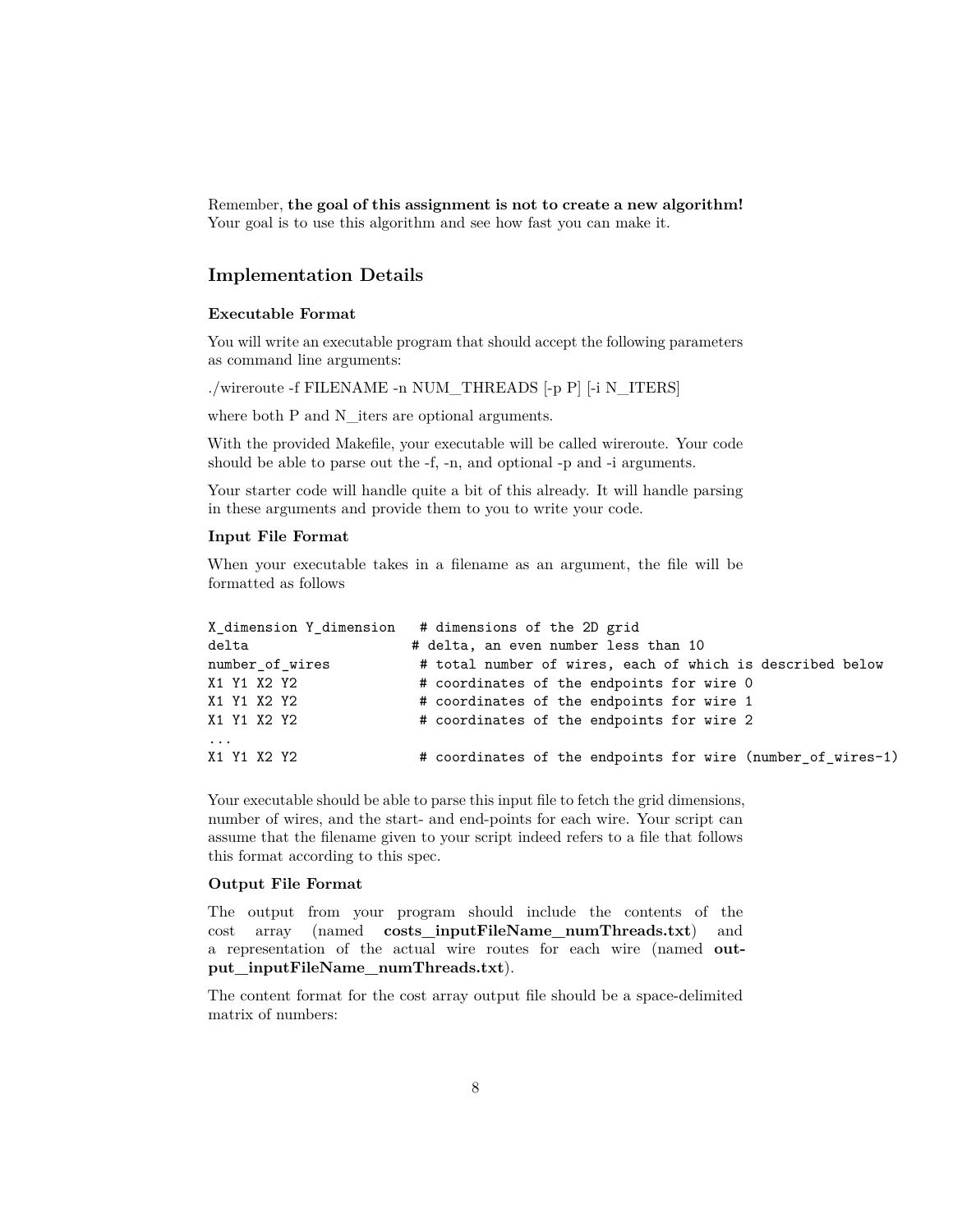Remember, **the goal of this assignment is not to create a new algorithm!** Your goal is to use this algorithm and see how fast you can make it.

## Implementation Details

### Executable Format

You will write an executable program that should accept the following parameters as command line arguments:

./wireroute -f FILENAME -n NUM_THREADS [-p P] [-i N_ITERS]

where both P and N_iters are optional arguments.

With the provided Makefile, your executable will be called wireroute. Your code should be able to parse out the -f, -n, and optional -p and -i arguments.

Your starter code will handle quite a bit of this already. It will handle parsing in these arguments and provide them to you to write your code.

### Input File Format

When your executable takes in a filename as an argument, the file will be formatted as follows

```
X_dimension Y_dimension   # dimensions of the 2D grid
delta                    # delta, an even number less than 10
number_of_wires           # total number of wires, each of which is described below
X1 Y1 X2 Y2               # coordinates of the endpoints for wire 0
X1 Y1 X2 Y2               # coordinates of the endpoints for wire 1
X1 Y1 X2 Y2               # coordinates of the endpoints for wire 2
...
X1 Y1 X2 Y2               # coordinates of the endpoints for wire (number_of_wires-1)
```

Your executable should be able to parse this input file to fetch the grid dimensions, number of wires, and the start- and end-points for each wire. Your script can assume that the filename given to your script indeed refers to a file that follows this format according to this spec.

### Output File Format

The output from your program should include the contents of the cost array (named **costs_inputFileName_numThreads.txt**) and a representation of the actual wire routes for each wire (named **output_inputFileName_numThreads.txt**).

The content format for the cost array output file should be a space-delimited matrix of numbers: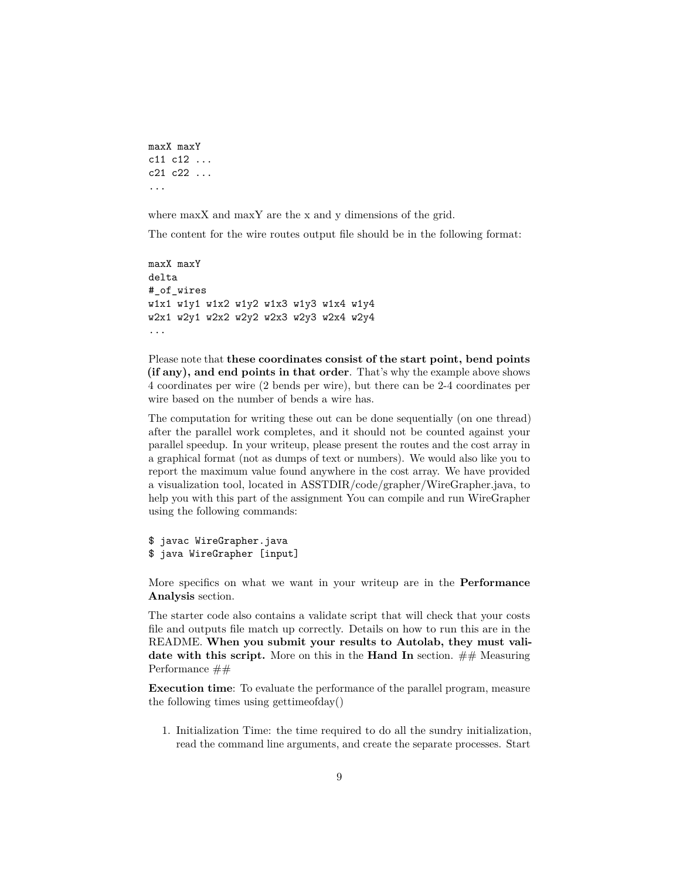```
maxX maxY
c11 c12 ...
c21 c22 ...
...
```

where maxX and maxY are the x and y dimensions of the grid.

The content for the wire routes output file should be in the following format:

```
maxX maxY
delta
#_of_wires
w1x1 w1y1 w1x2 w1y2 w1x3 w1y3 w1x4 w1y4
w2x1 w2y1 w2x2 w2y2 w2x3 w2y3 w2x4 w2y4
...
```

Please note that **these coordinates consist of the start point, bend points (if any), and end points in that order**. That's why the example above shows 4 coordinates per wire (2 bends per wire), but there can be 2-4 coordinates per wire based on the number of bends a wire has.

The computation for writing these out can be done sequentially (on one thread) after the parallel work completes, and it should not be counted against your parallel speedup. In your writeup, please present the routes and the cost array in a graphical format (not as dumps of text or numbers). We would also like you to report the maximum value found anywhere in the cost array. We have provided a visualization tool, located in ASSTDIR/code/grapher/WireGrapher.java, to help you with this part of the assignment You can compile and run WireGrapher using the following commands:

```
$ javac WireGrapher.java
$ java WireGrapher [input]
```

More specifics on what we want in your writeup are in the **Performance Analysis** section.

The starter code also contains a validate script that will check that your costs file and outputs file match up correctly. Details on how to run this are in the README. **When you submit your results to Autolab, they must validate with this script.** More on this in the **Hand In** section. ## Measuring Performance ##

**Execution time**: To evaluate the performance of the parallel program, measure the following times using gettimeofday()

1. Initialization Time: the time required to do all the sundry initialization, read the command line arguments, and create the separate processes. Start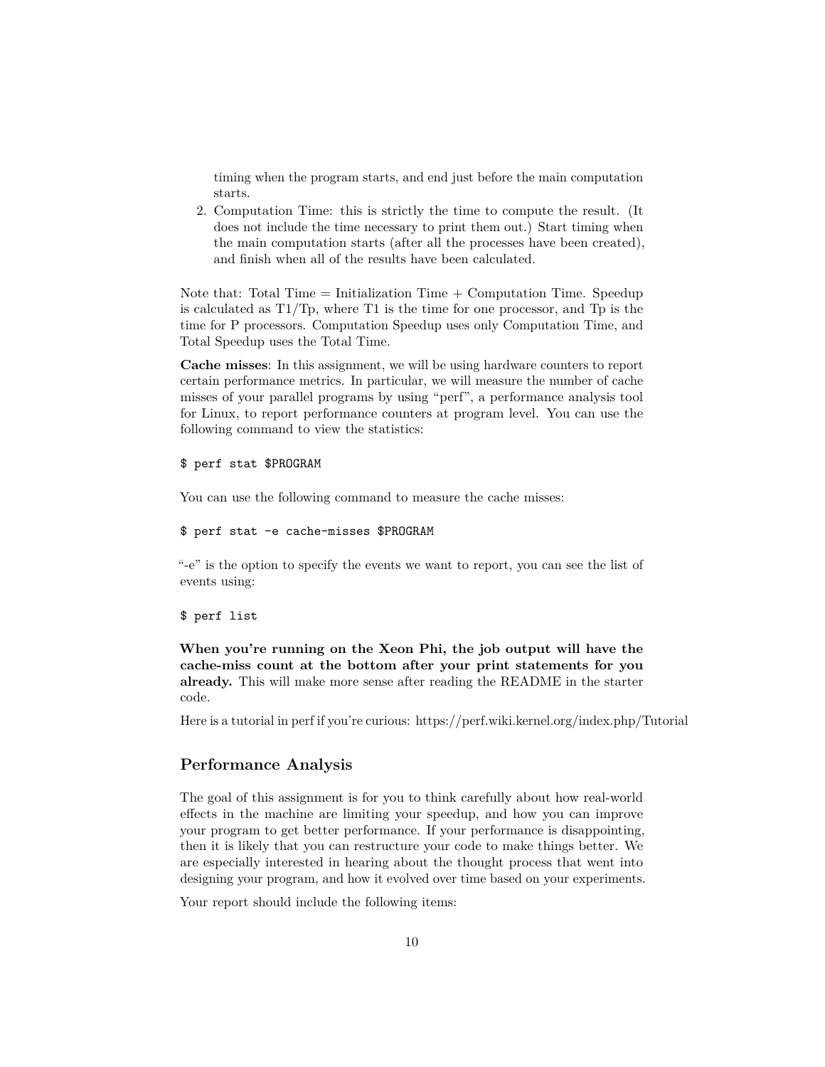timing when the program starts, and end just before the main computation starts.

2. Computation Time: this is strictly the time to compute the result. (It does not include the time necessary to print them out.) Start timing when the main computation starts (after all the processes have been created), and finish when all of the results have been calculated.

Note that: Total Time = Initialization Time + Computation Time. Speedup is calculated as T1/Tp, where T1 is the time for one processor, and Tp is the time for P processors. Computation Speedup uses only Computation Time, and Total Speedup uses the Total Time.

**Cache misses**: In this assignment, we will be using hardware counters to report certain performance metrics. In particular, we will measure the number of cache misses of your parallel programs by using "perf", a performance analysis tool for Linux, to report performance counters at program level. You can use the following command to view the statistics:

```
$ perf stat $PROGRAM
```

You can use the following command to measure the cache misses:

```
$ perf stat -e cache-misses $PROGRAM
```

"-e" is the option to specify the events we want to report, you can see the list of events using:

```
$ perf list
```

**When you're running on the Xeon Phi, the job output will have the cache-miss count at the bottom after your print statements for you already.** This will make more sense after reading the README in the starter code.

Here is a tutorial in perf if you're curious: https://perf.wiki.kernel.org/index.php/Tutorial

## Performance Analysis

The goal of this assignment is for you to think carefully about how real-world effects in the machine are limiting your speedup, and how you can improve your program to get better performance. If your performance is disappointing, then it is likely that you can restructure your code to make things better. We are especially interested in hearing about the thought process that went into designing your program, and how it evolved over time based on your experiments.

Your report should include the following items: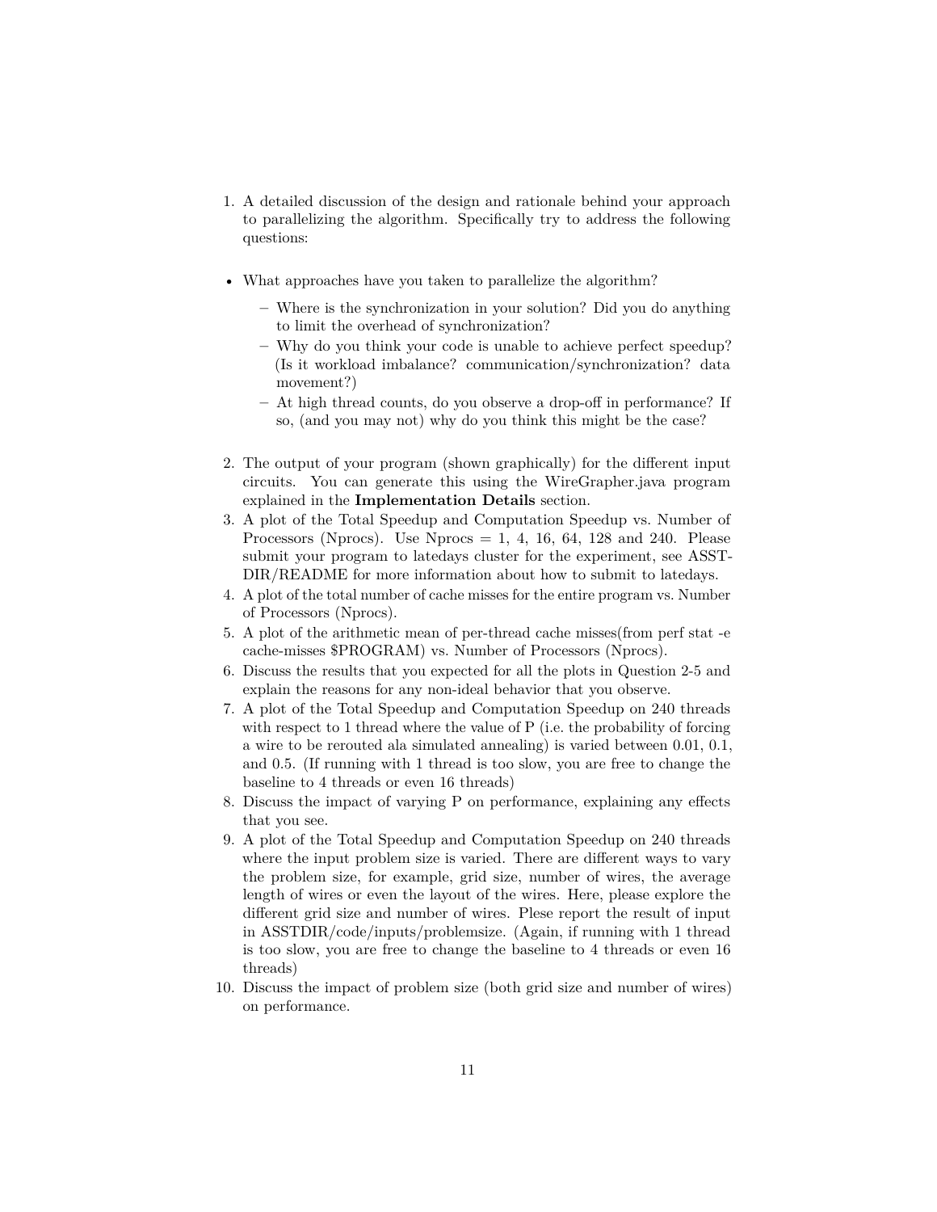1. A detailed discussion of the design and rationale behind your approach to parallelizing the algorithm. Specifically try to address the following questions:

- What approaches have you taken to parallelize the algorithm?
  - Where is the synchronization in your solution? Did you do anything to limit the overhead of synchronization?
  - Why do you think your code is unable to achieve perfect speedup? (Is it workload imbalance? communication/synchronization? data movement?)
  - At high thread counts, do you observe a drop-off in performance? If so, (and you may not) why do you think this might be the case?

2. The output of your program (shown graphically) for the different input circuits. You can generate this using the WireGrapher.java program explained in the **Implementation Details** section.
3. A plot of the Total Speedup and Computation Speedup vs. Number of Processors (Nprocs). Use Nprocs = 1, 4, 16, 64, 128 and 240. Please submit your program to latedays cluster for the experiment, see ASSTDIR/README for more information about how to submit to latedays.
4. A plot of the total number of cache misses for the entire program vs. Number of Processors (Nprocs).
5. A plot of the arithmetic mean of per-thread cache misses(from perf stat -e cache-misses $PROGRAM) vs. Number of Processors (Nprocs).
6. Discuss the results that you expected for all the plots in Question 2-5 and explain the reasons for any non-ideal behavior that you observe.
7. A plot of the Total Speedup and Computation Speedup on 240 threads with respect to 1 thread where the value of P (i.e. the probability of forcing a wire to be rerouted ala simulated annealing) is varied between 0.01, 0.1, and 0.5. (If running with 1 thread is too slow, you are free to change the baseline to 4 threads or even 16 threads)
8. Discuss the impact of varying P on performance, explaining any effects that you see.
9. A plot of the Total Speedup and Computation Speedup on 240 threads where the input problem size is varied. There are different ways to vary the problem size, for example, grid size, number of wires, the average length of wires or even the layout of the wires. Here, please explore the different grid size and number of wires. Plese report the result of input in ASSTDIR/code/inputs/problemsize. (Again, if running with 1 thread is too slow, you are free to change the baseline to 4 threads or even 16 threads)
10. Discuss the impact of problem size (both grid size and number of wires) on performance.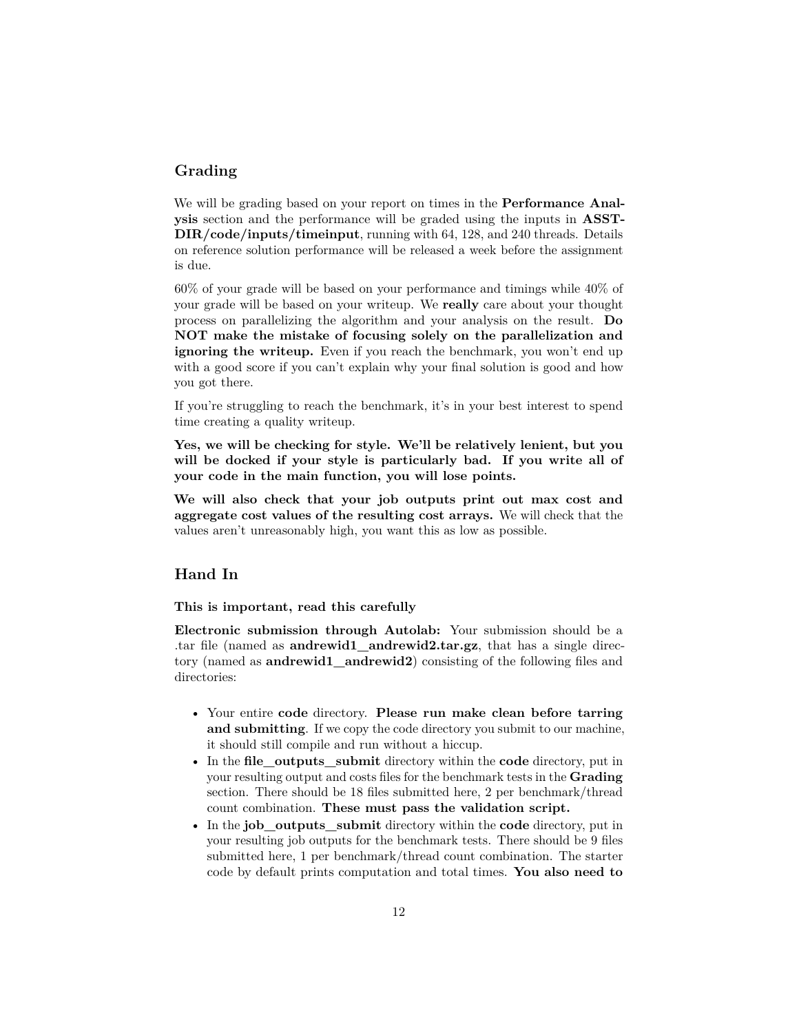## Grading

We will be grading based on your report on times in the **Performance Analysis** section and the performance will be graded using the inputs in **ASST-DIR/code/inputs/timeinput**, running with 64, 128, and 240 threads. Details on reference solution performance will be released a week before the assignment is due.

60% of your grade will be based on your performance and timings while 40% of your grade will be based on your writeup. We **really** care about your thought process on parallelizing the algorithm and your analysis on the result. **Do NOT make the mistake of focusing solely on the parallelization and ignoring the writeup.** Even if you reach the benchmark, you won't end up with a good score if you can't explain why your final solution is good and how you got there.

If you're struggling to reach the benchmark, it's in your best interest to spend time creating a quality writeup.

**Yes, we will be checking for style. We'll be relatively lenient, but you will be docked if your style is particularly bad. If you write all of your code in the main function, you will lose points.**

**We will also check that your job outputs print out max cost and aggregate cost values of the resulting cost arrays.** We will check that the values aren't unreasonably high, you want this as low as possible.

## Hand In

**This is important, read this carefully**

**Electronic submission through Autolab:** Your submission should be a .tar file (named as **andrewid1_andrewid2.tar.gz**, that has a single directory (named as **andrewid1_andrewid2**) consisting of the following files and directories:

- Your entire **code** directory. **Please run make clean before tarring and submitting**. If we copy the code directory you submit to our machine, it should still compile and run without a hiccup.
- In the **file_outputs_submit** directory within the **code** directory, put in your resulting output and costs files for the benchmark tests in the **Grading** section. There should be 18 files submitted here, 2 per benchmark/thread count combination. **These must pass the validation script.**
- In the **job_outputs_submit** directory within the **code** directory, put in your resulting job outputs for the benchmark tests. There should be 9 files submitted here, 1 per benchmark/thread count combination. The starter code by default prints computation and total times. **You also need to**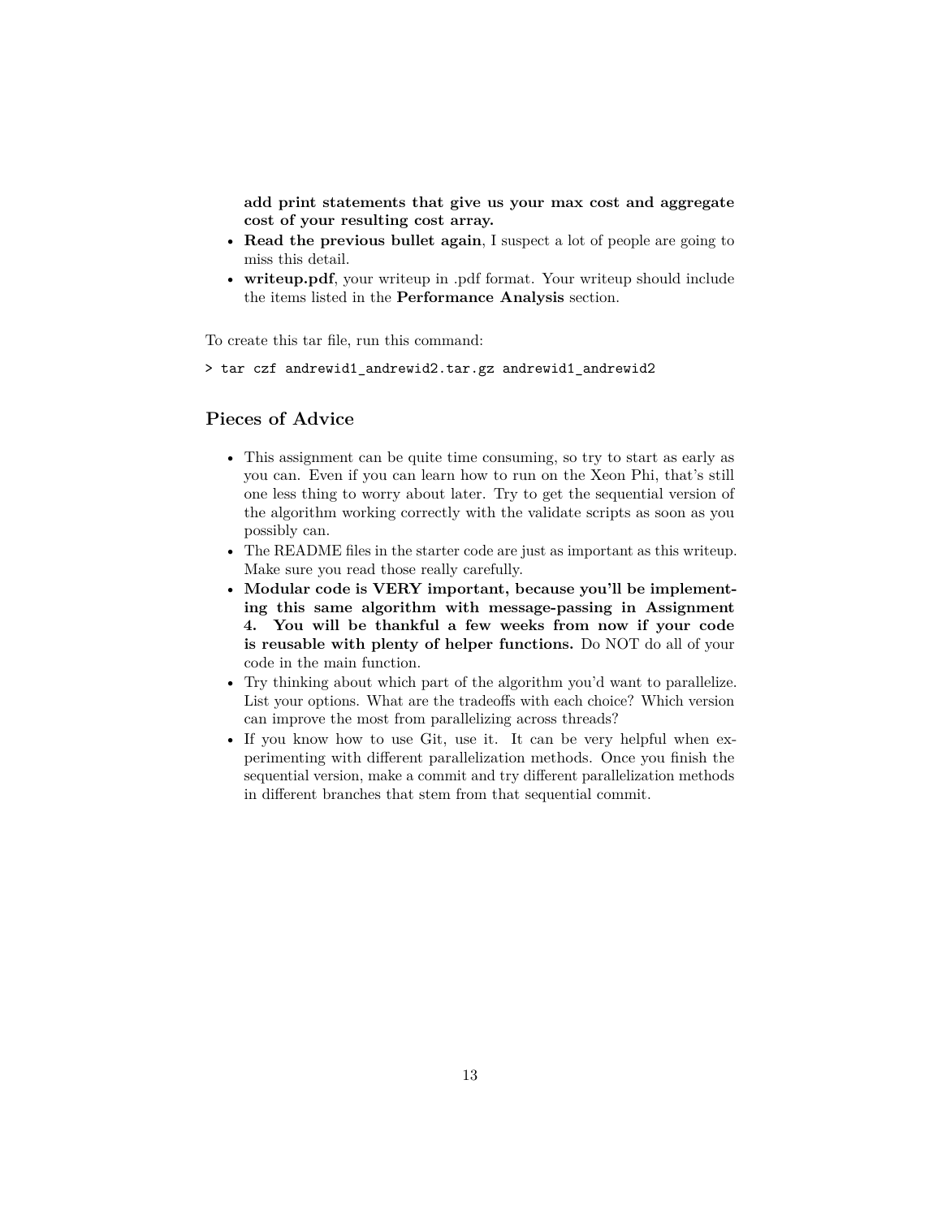**add print statements that give us your max cost and aggregate cost of your resulting cost array.**

- **Read the previous bullet again**, I suspect a lot of people are going to miss this detail.
- **writeup.pdf**, your writeup in .pdf format. Your writeup should include the items listed in the **Performance Analysis** section.

To create this tar file, run this command:

```
> tar czf andrewid1_andrewid2.tar.gz andrewid1_andrewid2
```

## Pieces of Advice

- This assignment can be quite time consuming, so try to start as early as you can. Even if you can learn how to run on the Xeon Phi, that's still one less thing to worry about later. Try to get the sequential version of the algorithm working correctly with the validate scripts as soon as you possibly can.
- The README files in the starter code are just as important as this writeup. Make sure you read those really carefully.
- **Modular code is VERY important, because you'll be implementing this same algorithm with message-passing in Assignment 4. You will be thankful a few weeks from now if your code is reusable with plenty of helper functions.** Do NOT do all of your code in the main function.
- Try thinking about which part of the algorithm you'd want to parallelize. List your options. What are the tradeoffs with each choice? Which version can improve the most from parallelizing across threads?
- If you know how to use Git, use it. It can be very helpful when experimenting with different parallelization methods. Once you finish the sequential version, make a commit and try different parallelization methods in different branches that stem from that sequential commit.